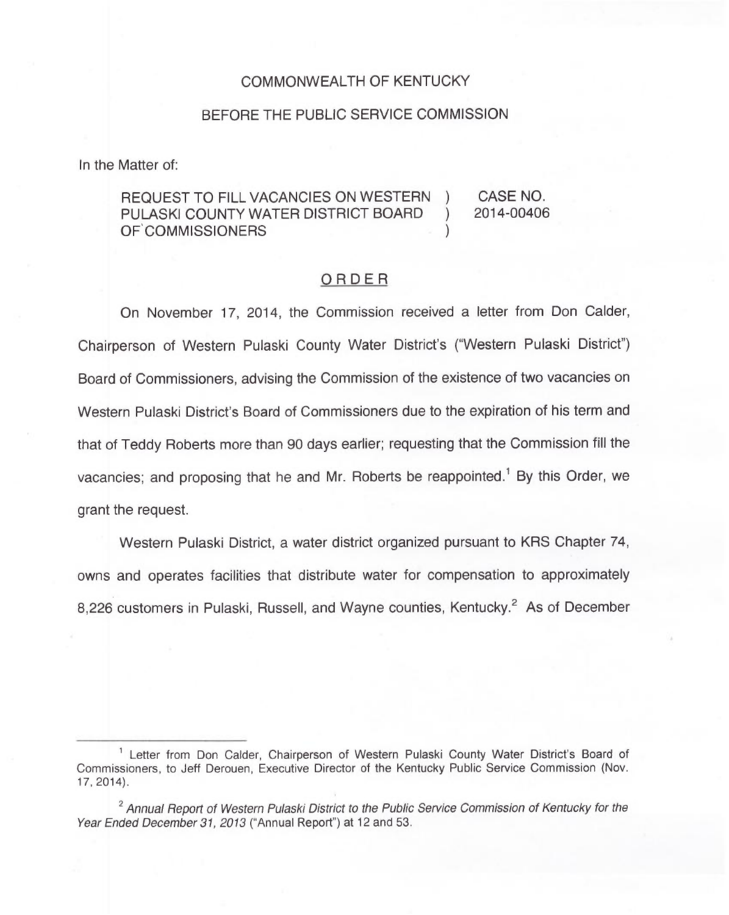COMMONWEALTH OF KENTUCKY

BEFORE THE PUBLIC SERVICE COMMISSION

In the Matter of:

| | | |
|---|---|---|
| REQUEST TO FILL VACANCIES ON WESTERN PULASKI COUNTY WATER DISTRICT BOARD OF COMMISSIONERS | ) ) ) | CASE NO. 2014-00406 |

## ORDER

On November 17, 2014, the Commission received a letter from Don Calder, Chairperson of Western Pulaski County Water District's ("Western Pulaski District") Board of Commissioners, advising the Commission of the existence of two vacancies on Western Pulaski District's Board of Commissioners due to the expiration of his term and that of Teddy Roberts more than 90 days earlier; requesting that the Commission fill the vacancies; and proposing that he and Mr. Roberts be reappointed.[1] By this Order, we grant the request.

Western Pulaski District, a water district organized pursuant to KRS Chapter 74, owns and operates facilities that distribute water for compensation to approximately 8,226 customers in Pulaski, Russell, and Wayne counties, Kentucky.[2] As of December

[1] Letter from Don Calder, Chairperson of Western Pulaski County Water District's Board of Commissioners, to Jeff Derouen, Executive Director of the Kentucky Public Service Commission (Nov. 17, 2014).

[2] *Annual Report of Western Pulaski District to the Public Service Commission of Kentucky for the Year Ended December 31, 2013* ("Annual Report") at 12 and 53.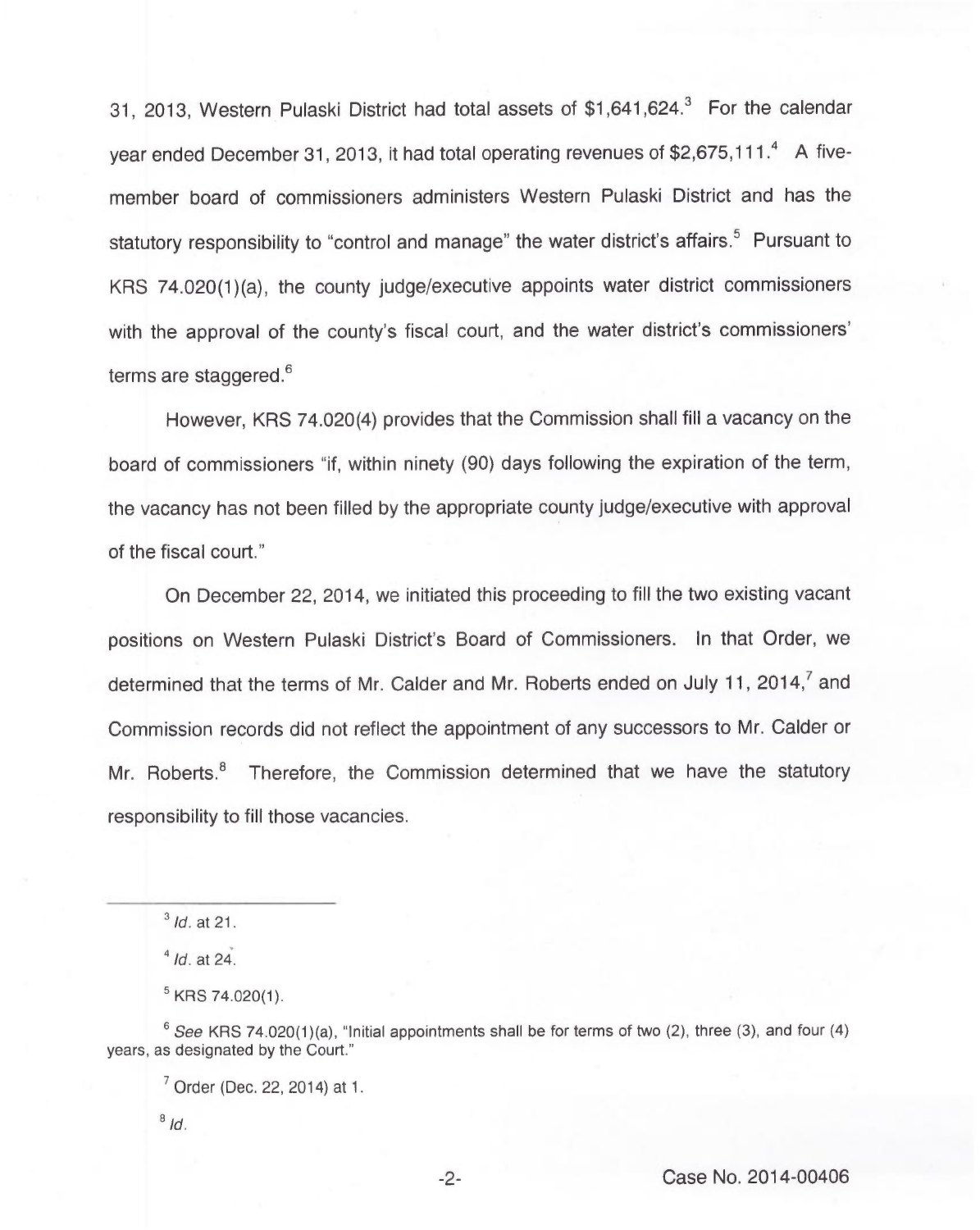31, 2013, Western Pulaski District had total assets of $1,641,624.[3] For the calendar year ended December 31, 2013, it had total operating revenues of $2,675,111.[4] A five-member board of commissioners administers Western Pulaski District and has the statutory responsibility to "control and manage" the water district's affairs.[5] Pursuant to KRS 74.020(1)(a), the county judge/executive appoints water district commissioners with the approval of the county's fiscal court, and the water district's commissioners' terms are staggered.[6]

However, KRS 74.020(4) provides that the Commission shall fill a vacancy on the board of commissioners "if, within ninety (90) days following the expiration of the term, the vacancy has not been filled by the appropriate county judge/executive with approval of the fiscal court."

On December 22, 2014, we initiated this proceeding to fill the two existing vacant positions on Western Pulaski District's Board of Commissioners. In that Order, we determined that the terms of Mr. Calder and Mr. Roberts ended on July 11, 2014,[7] and Commission records did not reflect the appointment of any successors to Mr. Calder or Mr. Roberts.[8] Therefore, the Commission determined that we have the statutory responsibility to fill those vacancies.

---

[3] *Id.* at 21.

[4] *Id.* at 24.

[5] KRS 74.020(1).

[6] *See* KRS 74.020(1)(a), "Initial appointments shall be for terms of two (2), three (3), and four (4) years, as designated by the Court."

[7] Order (Dec. 22, 2014) at 1.

[8] *Id.*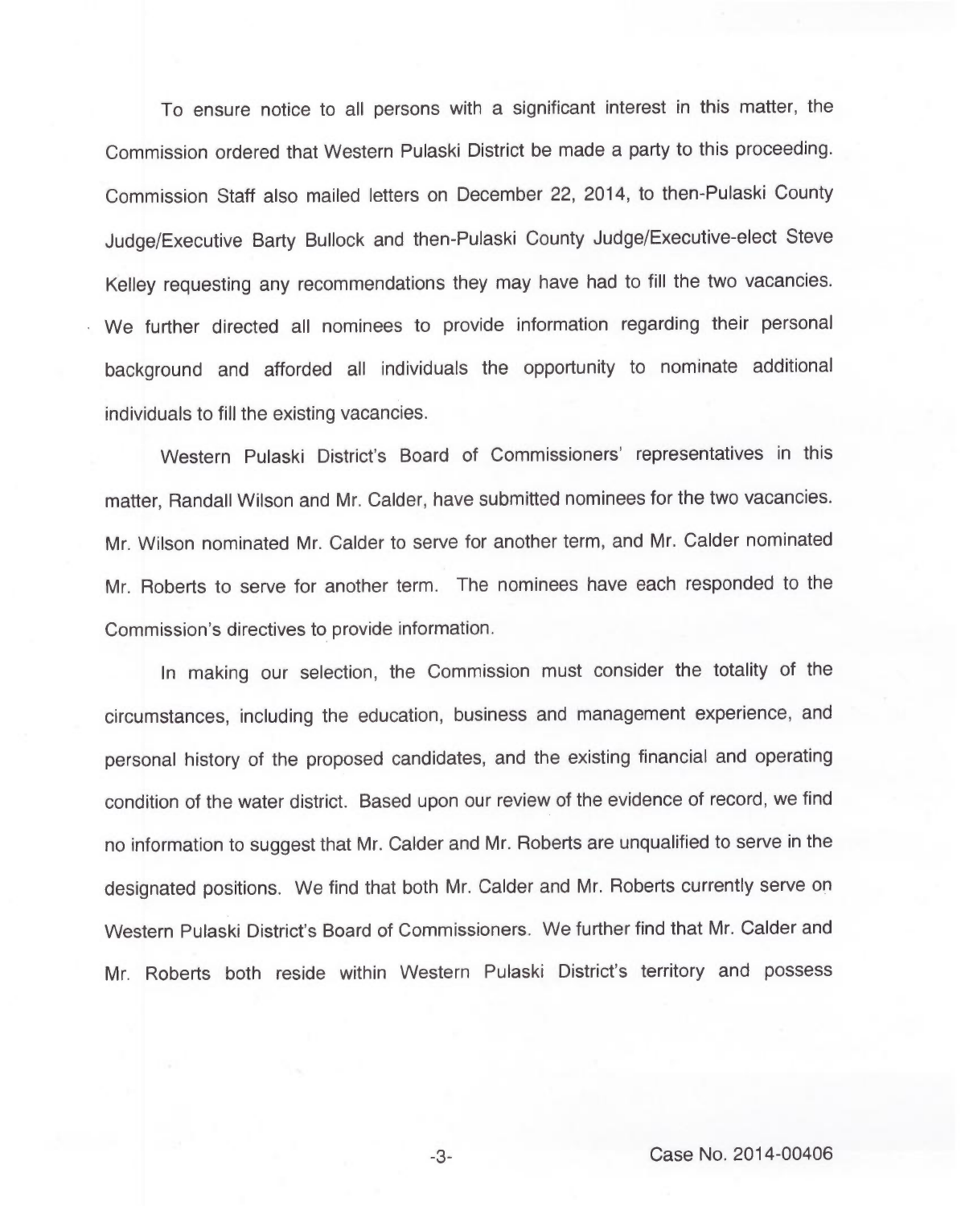To ensure notice to all persons with a significant interest in this matter, the Commission ordered that Western Pulaski District be made a party to this proceeding. Commission Staff also mailed letters on December 22, 2014, to then-Pulaski County Judge/Executive Barty Bullock and then-Pulaski County Judge/Executive-elect Steve Kelley requesting any recommendations they may have had to fill the two vacancies. We further directed all nominees to provide information regarding their personal background and afforded all individuals the opportunity to nominate additional individuals to fill the existing vacancies.

Western Pulaski District's Board of Commissioners' representatives in this matter, Randall Wilson and Mr. Calder, have submitted nominees for the two vacancies. Mr. Wilson nominated Mr. Calder to serve for another term, and Mr. Calder nominated Mr. Roberts to serve for another term. The nominees have each responded to the Commission's directives to provide information.

In making our selection, the Commission must consider the totality of the circumstances, including the education, business and management experience, and personal history of the proposed candidates, and the existing financial and operating condition of the water district. Based upon our review of the evidence of record, we find no information to suggest that Mr. Calder and Mr. Roberts are unqualified to serve in the designated positions. We find that both Mr. Calder and Mr. Roberts currently serve on Western Pulaski District's Board of Commissioners. We further find that Mr. Calder and Mr. Roberts both reside within Western Pulaski District's territory and possess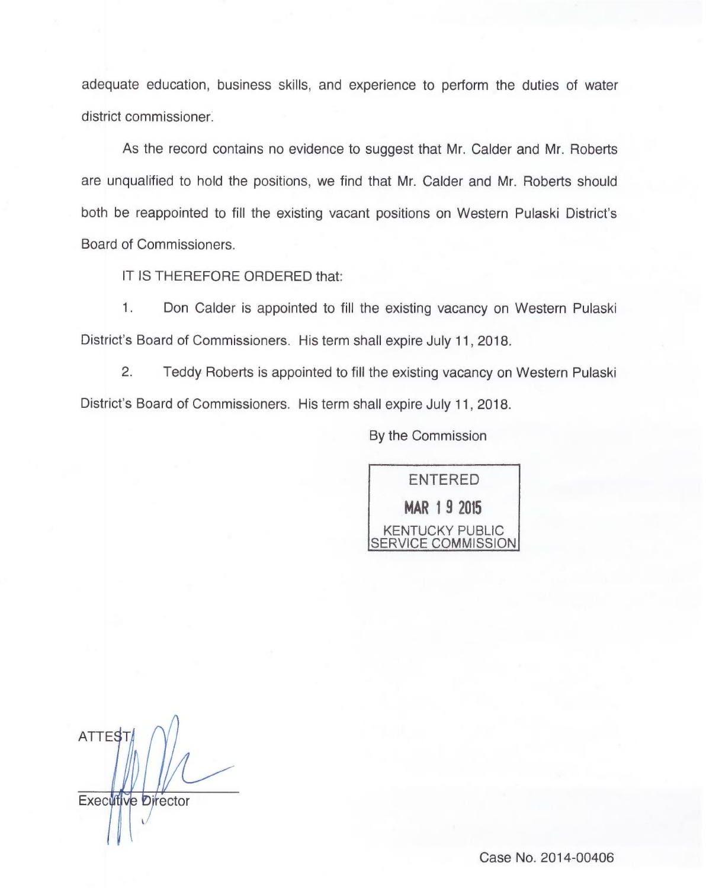adequate education, business skills, and experience to perform the duties of water district commissioner.

As the record contains no evidence to suggest that Mr. Calder and Mr. Roberts are unqualified to hold the positions, we find that Mr. Calder and Mr. Roberts should both be reappointed to fill the existing vacant positions on Western Pulaski District's Board of Commissioners.

IT IS THEREFORE ORDERED that:

1. Don Calder is appointed to fill the existing vacancy on Western Pulaski District's Board of Commissioners. His term shall expire July 11, 2018.

2. Teddy Roberts is appointed to fill the existing vacancy on Western Pulaski District's Board of Commissioners. His term shall expire July 11, 2018.

By the Commission

ENTERED
MAR 19 2015
KENTUCKY PUBLIC SERVICE COMMISSION

ATTEST:

Executive Director

Case No. 2014-00406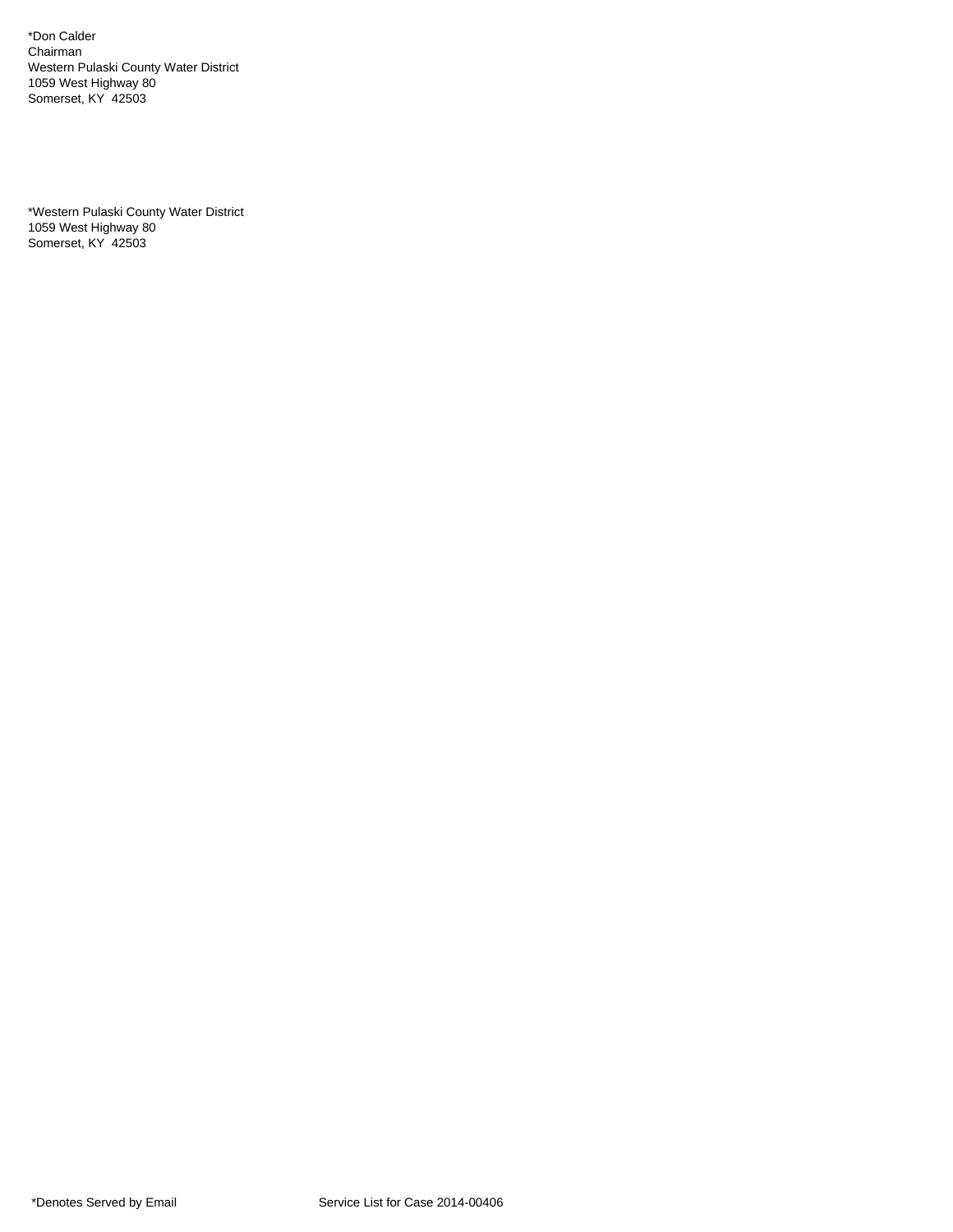*Don Calder
Chairman
Western Pulaski County Water District
1059 West Highway 80
Somerset, KY  42503

*Western Pulaski County Water District
1059 West Highway 80
Somerset, KY  42503

*Denotes Served by Email

Service List for Case 2014-00406